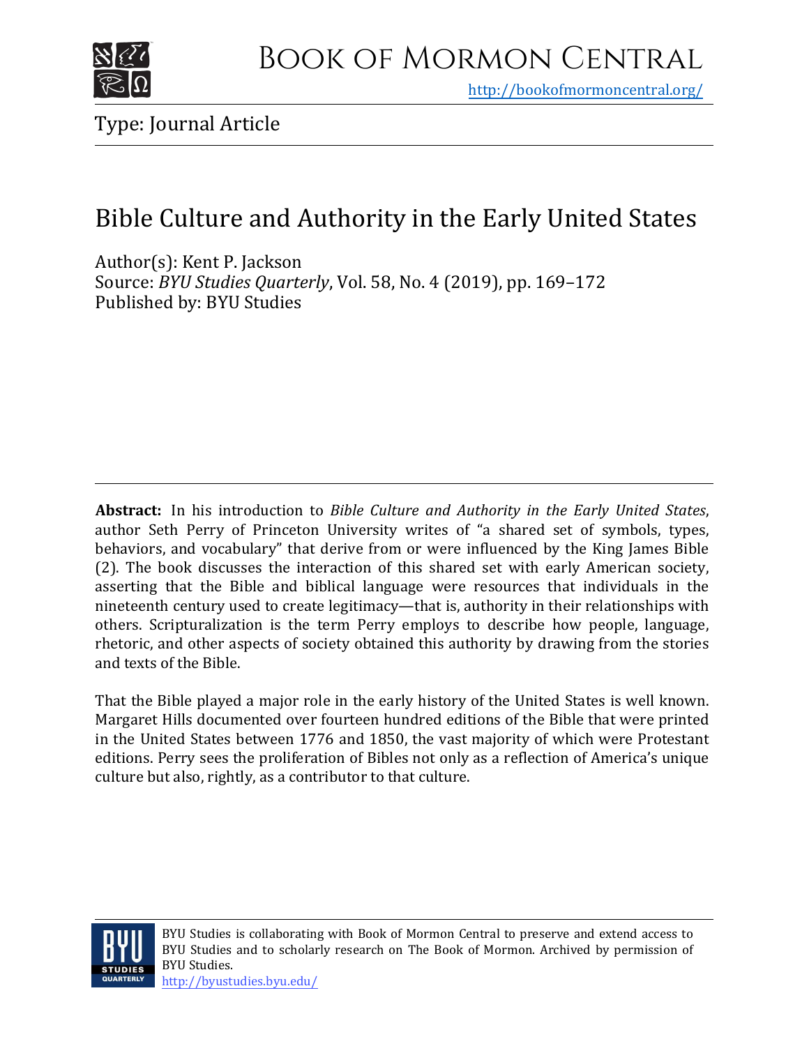# Book of Mormon Central

http://bookofmormoncentral.org/

Type: Journal Article

# Bible Culture and Authority in the Early United States

Author(s): Kent P. Jackson
Source: *BYU Studies Quarterly*, Vol. 58, No. 4 (2019), pp. 169–172
Published by: BYU Studies

---

**Abstract:** In his introduction to *Bible Culture and Authority in the Early United States*, author Seth Perry of Princeton University writes of "a shared set of symbols, types, behaviors, and vocabulary" that derive from or were influenced by the King James Bible (2). The book discusses the interaction of this shared set with early American society, asserting that the Bible and biblical language were resources that individuals in the nineteenth century used to create legitimacy—that is, authority in their relationships with others. Scripturalization is the term Perry employs to describe how people, language, rhetoric, and other aspects of society obtained this authority by drawing from the stories and texts of the Bible.

That the Bible played a major role in the early history of the United States is well known. Margaret Hills documented over fourteen hundred editions of the Bible that were printed in the United States between 1776 and 1850, the vast majority of which were Protestant editions. Perry sees the proliferation of Bibles not only as a reflection of America's unique culture but also, rightly, as a contributor to that culture.

---

BYU Studies is collaborating with Book of Mormon Central to preserve and extend access to BYU Studies and to scholarly research on The Book of Mormon. Archived by permission of BYU Studies.
http://byustudies.byu.edu/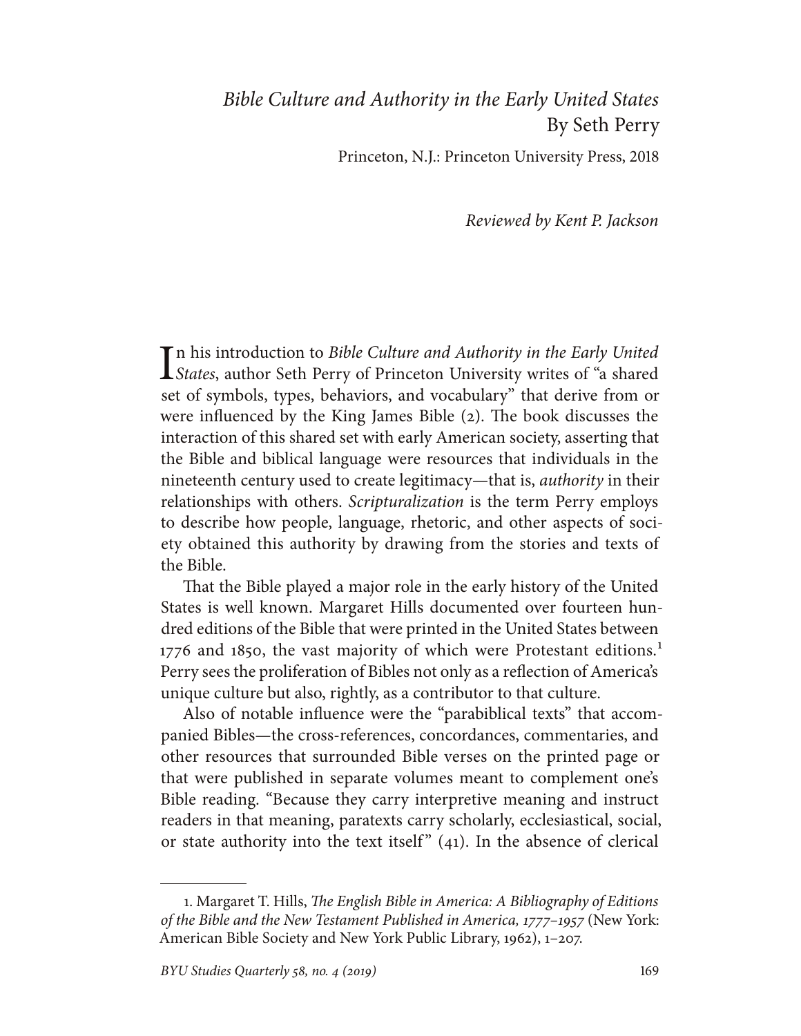*Bible Culture and Authority in the Early United States*
By Seth Perry

Princeton, N.J.: Princeton University Press, 2018

*Reviewed by Kent P. Jackson*

In his introduction to *Bible Culture and Authority in the Early United States*, author Seth Perry of Princeton University writes of "a shared set of symbols, types, behaviors, and vocabulary" that derive from or were influenced by the King James Bible (2). The book discusses the interaction of this shared set with early American society, asserting that the Bible and biblical language were resources that individuals in the nineteenth century used to create legitimacy—that is, *authority* in their relationships with others. *Scripturalization* is the term Perry employs to describe how people, language, rhetoric, and other aspects of society obtained this authority by drawing from the stories and texts of the Bible.

That the Bible played a major role in the early history of the United States is well known. Margaret Hills documented over fourteen hundred editions of the Bible that were printed in the United States between 1776 and 1850, the vast majority of which were Protestant editions.[1] Perry sees the proliferation of Bibles not only as a reflection of America's unique culture but also, rightly, as a contributor to that culture.

Also of notable influence were the "parabiblical texts" that accompanied Bibles—the cross-references, concordances, commentaries, and other resources that surrounded Bible verses on the printed page or that were published in separate volumes meant to complement one's Bible reading. "Because they carry interpretive meaning and instruct readers in that meaning, paratexts carry scholarly, ecclesiastical, social, or state authority into the text itself" (41). In the absence of clerical

---

1. Margaret T. Hills, *The English Bible in America: A Bibliography of Editions of the Bible and the New Testament Published in America, 1777–1957* (New York: American Bible Society and New York Public Library, 1962), 1–207.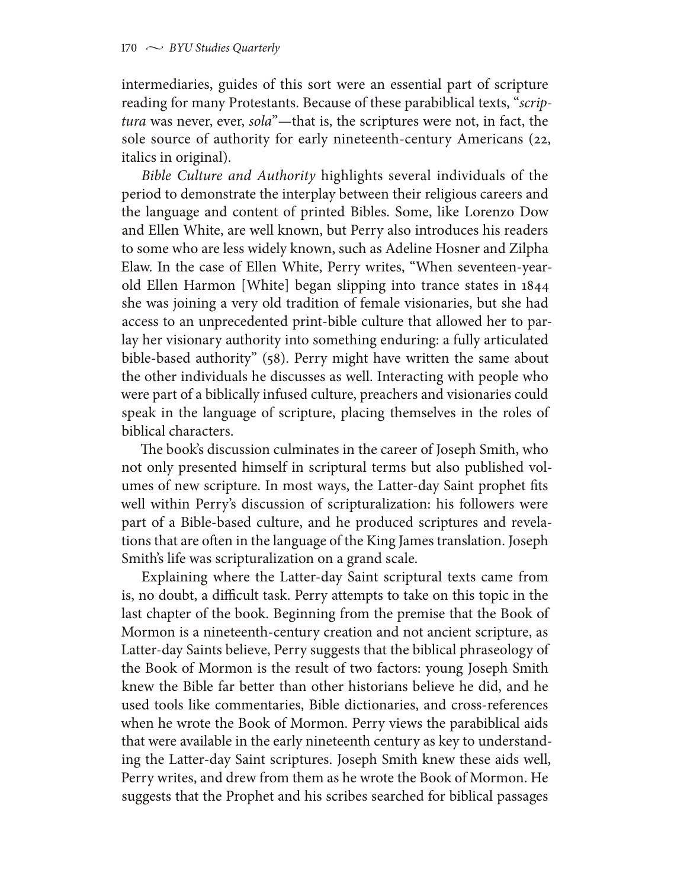intermediaries, guides of this sort were an essential part of scripture reading for many Protestants. Because of these parabiblical texts, "*scriptura* was never, ever, *sola*"—that is, the scriptures were not, in fact, the sole source of authority for early nineteenth-century Americans (22, italics in original).

*Bible Culture and Authority* highlights several individuals of the period to demonstrate the interplay between their religious careers and the language and content of printed Bibles. Some, like Lorenzo Dow and Ellen White, are well known, but Perry also introduces his readers to some who are less widely known, such as Adeline Hosner and Zilpha Elaw. In the case of Ellen White, Perry writes, "When seventeen-year-old Ellen Harmon [White] began slipping into trance states in 1844 she was joining a very old tradition of female visionaries, but she had access to an unprecedented print-bible culture that allowed her to parlay her visionary authority into something enduring: a fully articulated bible-based authority" (58). Perry might have written the same about the other individuals he discusses as well. Interacting with people who were part of a biblically infused culture, preachers and visionaries could speak in the language of scripture, placing themselves in the roles of biblical characters.

The book's discussion culminates in the career of Joseph Smith, who not only presented himself in scriptural terms but also published volumes of new scripture. In most ways, the Latter-day Saint prophet fits well within Perry's discussion of scripturalization: his followers were part of a Bible-based culture, and he produced scriptures and revelations that are often in the language of the King James translation. Joseph Smith's life was scripturalization on a grand scale.

Explaining where the Latter-day Saint scriptural texts came from is, no doubt, a difficult task. Perry attempts to take on this topic in the last chapter of the book. Beginning from the premise that the Book of Mormon is a nineteenth-century creation and not ancient scripture, as Latter-day Saints believe, Perry suggests that the biblical phraseology of the Book of Mormon is the result of two factors: young Joseph Smith knew the Bible far better than other historians believe he did, and he used tools like commentaries, Bible dictionaries, and cross-references when he wrote the Book of Mormon. Perry views the parabiblical aids that were available in the early nineteenth century as key to understanding the Latter-day Saint scriptures. Joseph Smith knew these aids well, Perry writes, and drew from them as he wrote the Book of Mormon. He suggests that the Prophet and his scribes searched for biblical passages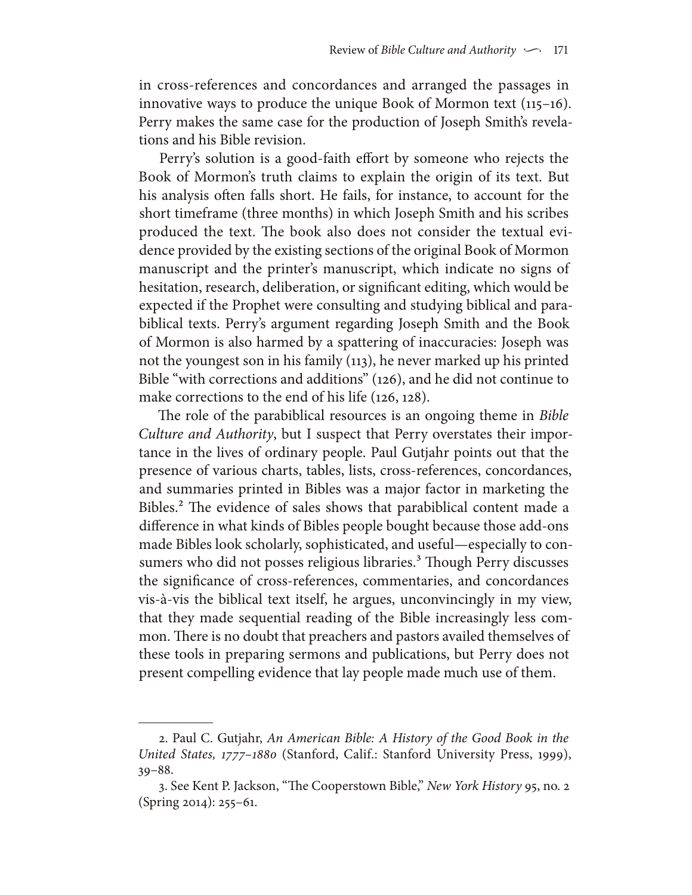in cross-references and concordances and arranged the passages in innovative ways to produce the unique Book of Mormon text (115–16). Perry makes the same case for the production of Joseph Smith's revelations and his Bible revision.

Perry's solution is a good-faith effort by someone who rejects the Book of Mormon's truth claims to explain the origin of its text. But his analysis often falls short. He fails, for instance, to account for the short timeframe (three months) in which Joseph Smith and his scribes produced the text. The book also does not consider the textual evidence provided by the existing sections of the original Book of Mormon manuscript and the printer's manuscript, which indicate no signs of hesitation, research, deliberation, or significant editing, which would be expected if the Prophet were consulting and studying biblical and parabiblical texts. Perry's argument regarding Joseph Smith and the Book of Mormon is also harmed by a spattering of inaccuracies: Joseph was not the youngest son in his family (113), he never marked up his printed Bible "with corrections and additions" (126), and he did not continue to make corrections to the end of his life (126, 128).

The role of the parabiblical resources is an ongoing theme in *Bible Culture and Authority*, but I suspect that Perry overstates their importance in the lives of ordinary people. Paul Gutjahr points out that the presence of various charts, tables, lists, cross-references, concordances, and summaries printed in Bibles was a major factor in marketing the Bibles.[2] The evidence of sales shows that parabiblical content made a difference in what kinds of Bibles people bought because those add-ons made Bibles look scholarly, sophisticated, and useful—especially to consumers who did not posses religious libraries.[3] Though Perry discusses the significance of cross-references, commentaries, and concordances vis-à-vis the biblical text itself, he argues, unconvincingly in my view, that they made sequential reading of the Bible increasingly less common. There is no doubt that preachers and pastors availed themselves of these tools in preparing sermons and publications, but Perry does not present compelling evidence that lay people made much use of them.

---

2. Paul C. Gutjahr, *An American Bible: A History of the Good Book in the United States, 1777–1880* (Stanford, Calif.: Stanford University Press, 1999), 39–88.

3. See Kent P. Jackson, "The Cooperstown Bible," *New York History* 95, no. 2 (Spring 2014): 255–61.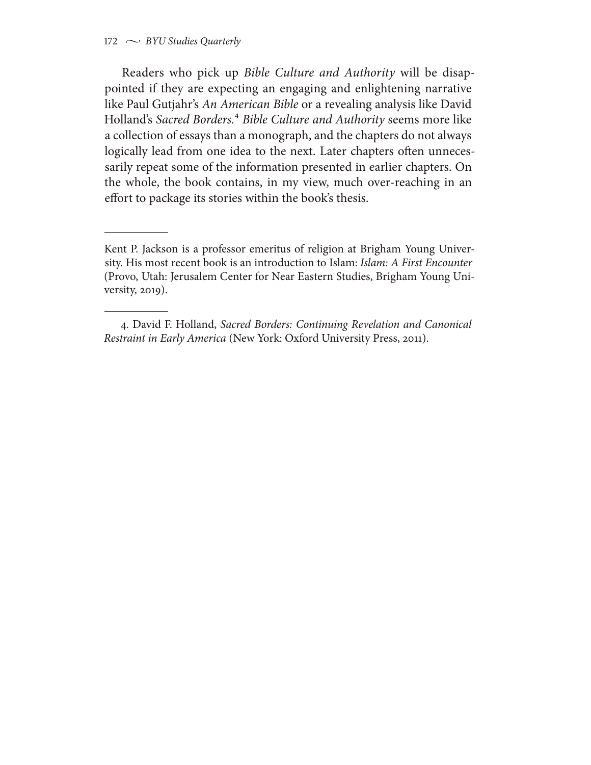Readers who pick up *Bible Culture and Authority* will be disappointed if they are expecting an engaging and enlightening narrative like Paul Gutjahr's *An American Bible* or a revealing analysis like David Holland's *Sacred Borders.*[4] *Bible Culture and Authority* seems more like a collection of essays than a monograph, and the chapters do not always logically lead from one idea to the next. Later chapters often unnecessarily repeat some of the information presented in earlier chapters. On the whole, the book contains, in my view, much over-reaching in an effort to package its stories within the book's thesis.

---

Kent P. Jackson is a professor emeritus of religion at Brigham Young University. His most recent book is an introduction to Islam: *Islam: A First Encounter* (Provo, Utah: Jerusalem Center for Near Eastern Studies, Brigham Young University, 2019).

---

4. David F. Holland, *Sacred Borders: Continuing Revelation and Canonical Restraint in Early America* (New York: Oxford University Press, 2011).